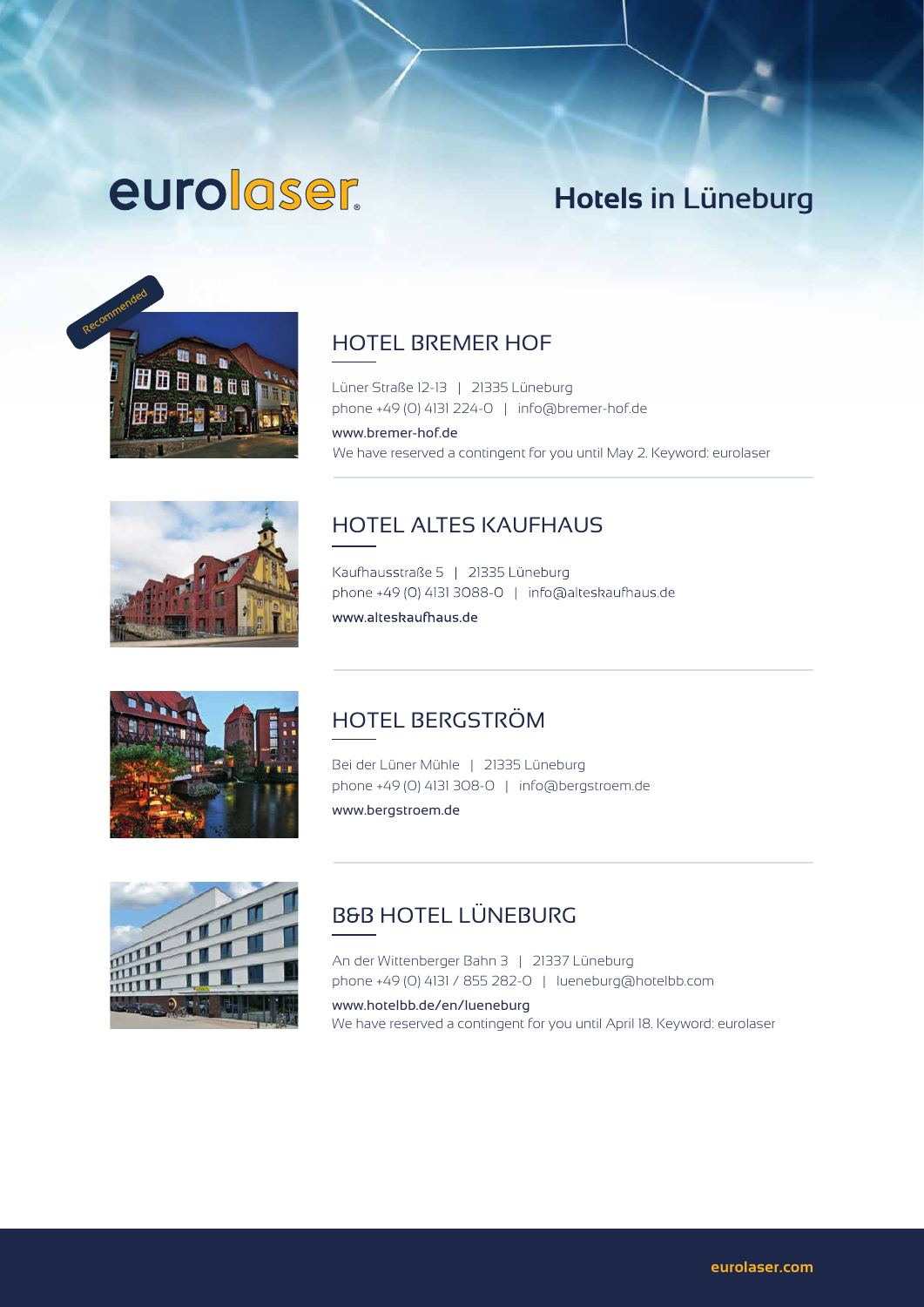eurolaser

# Hotels in Lüneburg

Recommended

## HOTEL BREMER HOF

Lüner Straße 12-13 | 21335 Lüneburg
phone +49 (0) 4131 224-0 | info@bremer-hof.de

www.bremer-hof.de
We have reserved a contingent for you until May 2. Keyword: eurolaser

## HOTEL ALTES KAUFHAUS

Kaufhausstraße 5 | 21335 Lüneburg
phone +49 (0) 4131 3088-0 | info@alteskaufhaus.de

www.alteskaufhaus.de

## HOTEL BERGSTRÖM

Bei der Lüner Mühle | 21335 Lüneburg
phone +49 (0) 4131 308-0 | info@bergstroem.de

www.bergstroem.de

## B&B HOTEL LÜNEBURG

An der Wittenberger Bahn 3 | 21337 Lüneburg
phone +49 (0) 4131 / 855 282-0 | lueneburg@hotelbb.com

www.hotelbb.de/en/lueneburg
We have reserved a contingent for you until April 18. Keyword: eurolaser

eurolaser.com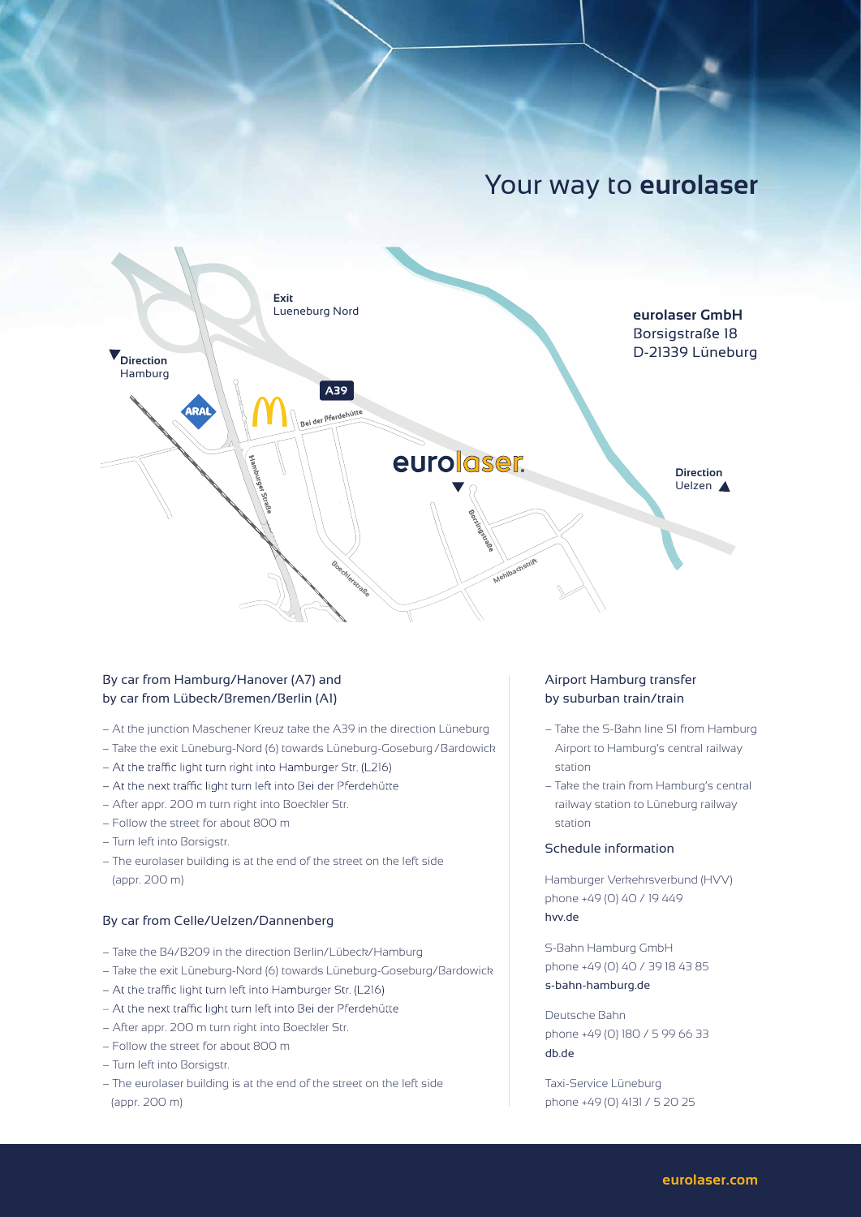# Your way to **eurolaser**

Exit
Lueneburg Nord

Direction
Hamburg

A39

Bei der Pferdehütte

Hamburger Straße

Boecklerstraße

Borsigstraße

Mehlbachstrift

Direction
Uelzen

**eurolaser GmbH**
Borsigstraße 18
D-21339 Lüneburg

## By car from Hamburg/Hanover (A7) and by car from Lübeck/Bremen/Berlin (A1)

- At the junction Maschener Kreuz take the A39 in the direction Lüneburg
- Take the exit Lüneburg-Nord (6) towards Lüneburg-Goseburg / Bardowick
- At the traffic light turn right into Hamburger Str. (L216)
- At the next traffic light turn left into Bei der Pferdehütte
- After appr. 200 m turn right into Boeckler Str.
- Follow the street for about 800 m
- Turn left into Borsigstr.
- The eurolaser building is at the end of the street on the left side (appr. 200 m)

## By car from Celle/Uelzen/Dannenberg

- Take the B4/B209 in the direction Berlin/Lübeck/Hamburg
- Take the exit Lüneburg-Nord (6) towards Lüneburg-Goseburg/Bardowick
- At the traffic light turn left into Hamburger Str. (L216)
- At the next traffic light turn left into Bei der Pferdehütte
- After appr. 200 m turn right into Boeckler Str.
- Follow the street for about 800 m
- Turn left into Borsigstr.
- The eurolaser building is at the end of the street on the left side (appr. 200 m)

## Airport Hamburg transfer by suburban train/train

- Take the S-Bahn line S1 from Hamburg Airport to Hamburg's central railway station
- Take the train from Hamburg's central railway station to Lüneburg railway station

## Schedule information

Hamburger Verkehrsverbund (HVV)
phone +49 (0) 40 / 19 449
hvv.de

S-Bahn Hamburg GmbH
phone +49 (0) 40 / 39 18 43 85
s-bahn-hamburg.de

Deutsche Bahn
phone +49 (0) 180 / 5 99 66 33
db.de

Taxi-Service Lüneburg
phone +49 (0) 4131 / 5 20 25

eurolaser.com